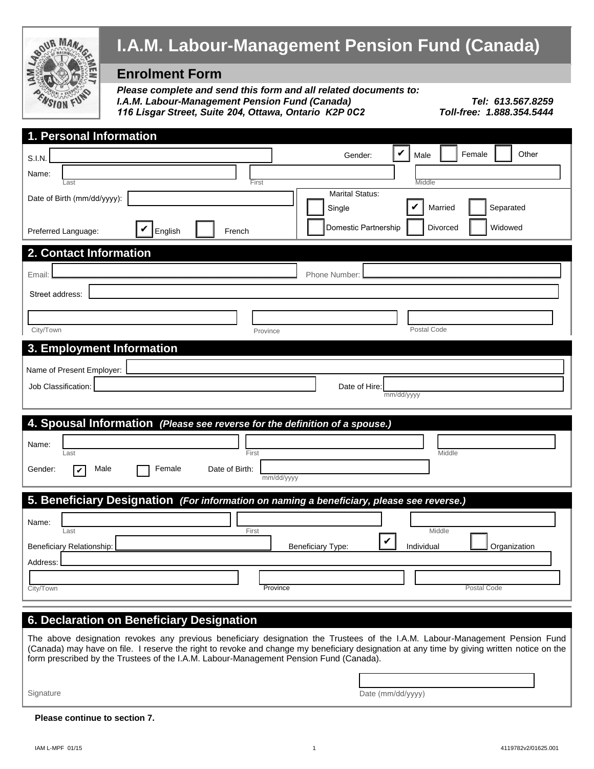# I.A.M. Labour-Management Pension Fund (Canada)

## Enrolment Form

***Please complete and send this form and all related documents to:***
***I.A.M. Labour-Management Pension Fund (Canada)***
***116 Lisgar Street, Suite 204, Ottawa, Ontario K2P 0C2***

***Tel: 613.567.8259***
***Toll-free: 1.888.354.5444***

## 1. Personal Information

S.I.N.: ______

Gender: ☑ Male ☐ Female ☐ Other

Name: ______ (Last) ______ (First) ______ (Middle)

Date of Birth (mm/dd/yyyy): ______

Marital Status: ☐ Single ☑ Married ☐ Separated ☐ Domestic Partnership ☐ Divorced ☐ Widowed

Preferred Language: ☑ English ☐ French

## 2. Contact Information

Email: ______ Phone Number: ______

Street address: ______

______ (City/Town) ______ (Province) ______ (Postal Code)

## 3. Employment Information

Name of Present Employer: ______

Job Classification: ______ Date of Hire: ______ (mm/dd/yyyy)

## 4. Spousal Information *(Please see reverse for the definition of a spouse.)*

Name: ______ (Last) ______ (First) ______ (Middle)

Gender: ☑ Male ☐ Female Date of Birth: ______ (mm/dd/yyyy)

## 5. Beneficiary Designation *(For information on naming a beneficiary, please see reverse.)*

Name: ______ (Last) ______ (First) ______ (Middle)

Beneficiary Relationship: ______ Beneficiary Type: ☑ Individual ☐ Organization

Address: ______

______ (City/Town) ______ (Province) ______ (Postal Code)

## 6. Declaration on Beneficiary Designation

The above designation revokes any previous beneficiary designation the Trustees of the I.A.M. Labour-Management Pension Fund (Canada) may have on file. I reserve the right to revoke and change my beneficiary designation at any time by giving written notice on the form prescribed by the Trustees of the I.A.M. Labour-Management Pension Fund (Canada).

Signature ______ Date (mm/dd/yyyy) ______

**Please continue to section 7.**

IAM L-MPF 01/15 4119782v2/01625.001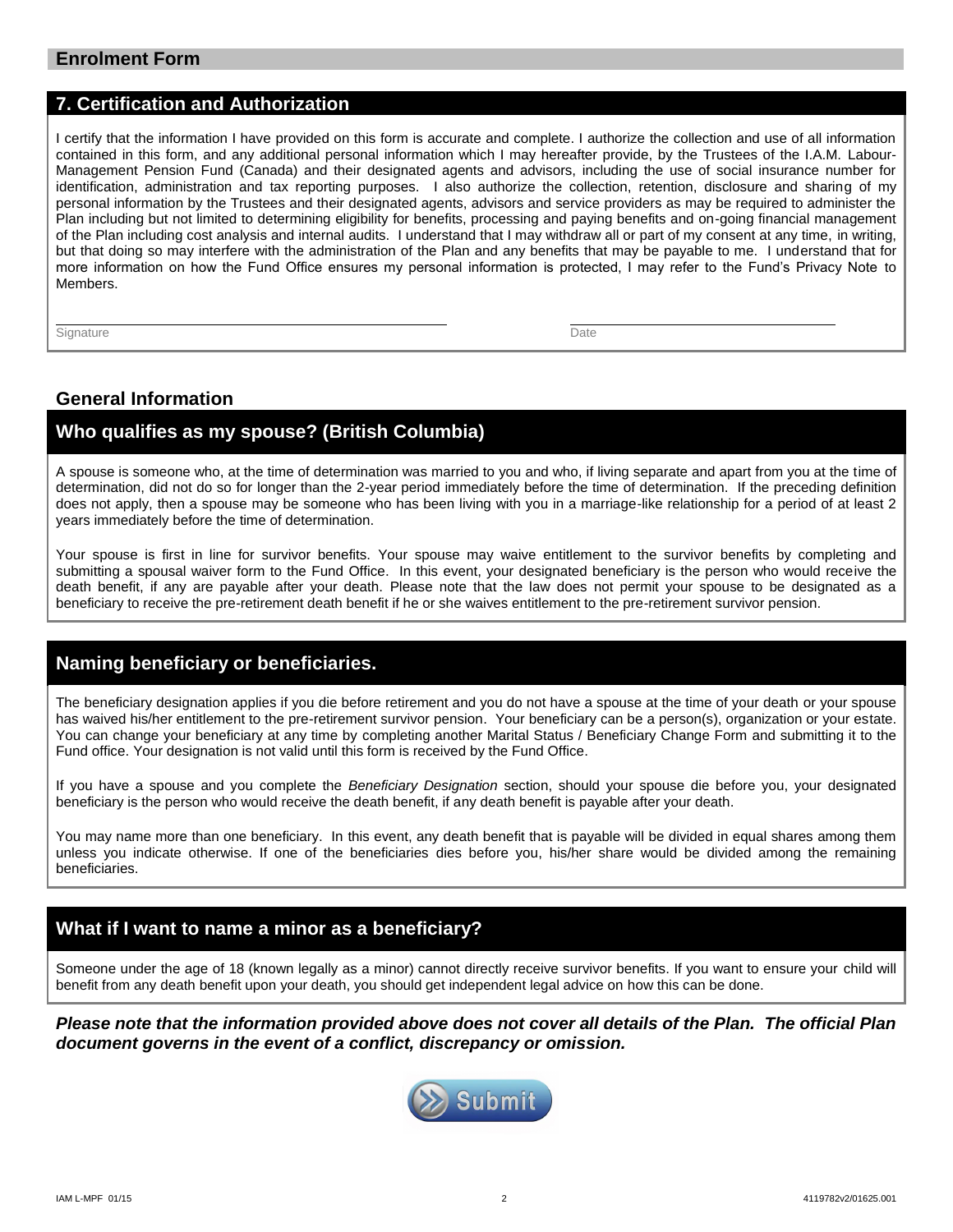## Enrolment Form

## 7. Certification and Authorization

I certify that the information I have provided on this form is accurate and complete. I authorize the collection and use of all information contained in this form, and any additional personal information which I may hereafter provide, by the Trustees of the I.A.M. Labour-Management Pension Fund (Canada) and their designated agents and advisors, including the use of social insurance number for identification, administration and tax reporting purposes. I also authorize the collection, retention, disclosure and sharing of my personal information by the Trustees and their designated agents, advisors and service providers as may be required to administer the Plan including but not limited to determining eligibility for benefits, processing and paying benefits and on-going financial management of the Plan including cost analysis and internal audits. I understand that I may withdraw all or part of my consent at any time, in writing, but that doing so may interfere with the administration of the Plan and any benefits that may be payable to me. I understand that for more information on how the Fund Office ensures my personal information is protected, I may refer to the Fund's Privacy Note to Members.

Signature ______________________ Date ______________________

## General Information

### Who qualifies as my spouse? (British Columbia)

A spouse is someone who, at the time of determination was married to you and who, if living separate and apart from you at the time of determination, did not do so for longer than the 2-year period immediately before the time of determination. If the preceding definition does not apply, then a spouse may be someone who has been living with you in a marriage-like relationship for a period of at least 2 years immediately before the time of determination.

Your spouse is first in line for survivor benefits. Your spouse may waive entitlement to the survivor benefits by completing and submitting a spousal waiver form to the Fund Office. In this event, your designated beneficiary is the person who would receive the death benefit, if any are payable after your death. Please note that the law does not permit your spouse to be designated as a beneficiary to receive the pre-retirement death benefit if he or she waives entitlement to the pre-retirement survivor pension.

### Naming beneficiary or beneficiaries.

The beneficiary designation applies if you die before retirement and you do not have a spouse at the time of your death or your spouse has waived his/her entitlement to the pre-retirement survivor pension. Your beneficiary can be a person(s), organization or your estate. You can change your beneficiary at any time by completing another Marital Status / Beneficiary Change Form and submitting it to the Fund office. Your designation is not valid until this form is received by the Fund Office.

If you have a spouse and you complete the *Beneficiary Designation* section, should your spouse die before you, your designated beneficiary is the person who would receive the death benefit, if any death benefit is payable after your death.

You may name more than one beneficiary. In this event, any death benefit that is payable will be divided in equal shares among them unless you indicate otherwise. If one of the beneficiaries dies before you, his/her share would be divided among the remaining beneficiaries.

### What if I want to name a minor as a beneficiary?

Someone under the age of 18 (known legally as a minor) cannot directly receive survivor benefits. If you want to ensure your child will benefit from any death benefit upon your death, you should get independent legal advice on how this can be done.

***Please note that the information provided above does not cover all details of the Plan. The official Plan document governs in the event of a conflict, discrepancy or omission.***

Submit

IAM L-MPF 01/15 4119782v2/01625.001